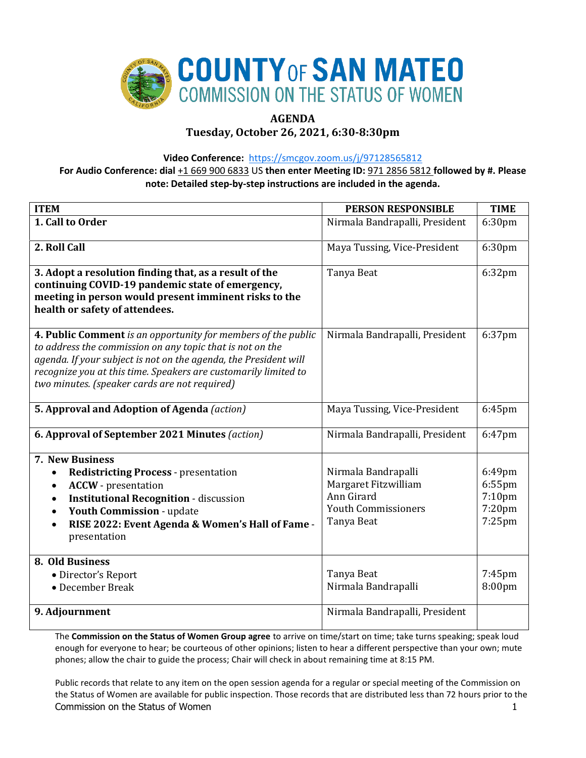# COUNTY OF SAN MATEO
## COMMISSION ON THE STATUS OF WOMEN

**AGENDA**
**Tuesday, October 26, 2021, 6:30-8:30pm**

**Video Conference:** https://smcgov.zoom.us/j/97128565812
**For Audio Conference: dial** +1 669 900 6833 US **then enter Meeting ID:** 971 2856 5812 **followed by #. Please note: Detailed step-by-step instructions are included in the agenda.**

| ITEM | PERSON RESPONSIBLE | TIME |
|---|---|---|
| **1. Call to Order** | Nirmala Bandrapalli, President | 6:30pm |
| **2. Roll Call** | Maya Tussing, Vice-President | 6:30pm |
| **3. Adopt a resolution finding that, as a result of the continuing COVID-19 pandemic state of emergency, meeting in person would present imminent risks to the health or safety of attendees.** | Tanya Beat | 6:32pm |
| **4. Public Comment** *is an opportunity for members of the public to address the commission on any topic that is not on the agenda. If your subject is not on the agenda, the President will recognize you at this time. Speakers are customarily limited to two minutes. (speaker cards are not required)* | Nirmala Bandrapalli, President | 6:37pm |
| **5. Approval and Adoption of Agenda** *(action)* | Maya Tussing, Vice-President | 6:45pm |
| **6. Approval of September 2021 Minutes** *(action)* | Nirmala Bandrapalli, President | 6:47pm |
| **7. New Business**<br>• **Redistricting Process** - presentation<br>• **ACCW** - presentation<br>• **Institutional Recognition** - discussion<br>• **Youth Commission** - update<br>• **RISE 2022: Event Agenda & Women's Hall of Fame** - presentation | <br>Nirmala Bandrapalli<br>Margaret Fitzwilliam<br>Ann Girard<br>Youth Commissioners<br>Tanya Beat | <br>6:49pm<br>6:55pm<br>7:10pm<br>7:20pm<br>7:25pm |
| **8. Old Business**<br>• Director's Report<br>• December Break | <br>Tanya Beat<br>Nirmala Bandrapalli | <br>7:45pm<br>8:00pm |
| **9. Adjournment** | Nirmala Bandrapalli, President | |

The **Commission on the Status of Women Group agree** to arrive on time/start on time; take turns speaking; speak loud enough for everyone to hear; be courteous of other opinions; listen to hear a different perspective than your own; mute phones; allow the chair to guide the process; Chair will check in about remaining time at 8:15 PM.

Public records that relate to any item on the open session agenda for a regular or special meeting of the Commission on the Status of Women are available for public inspection. Those records that are distributed less than 72 hours prior to the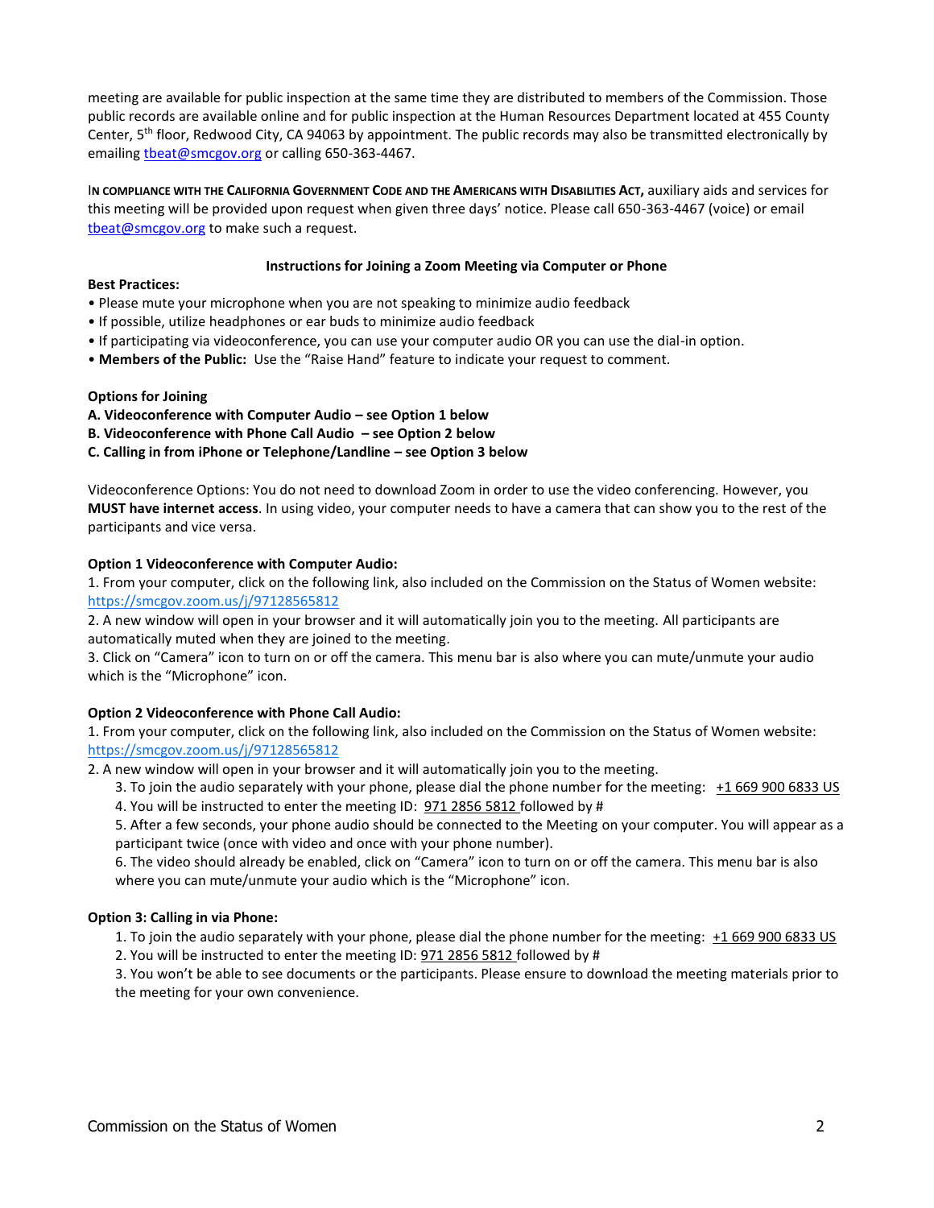meeting are available for public inspection at the same time they are distributed to members of the Commission. Those public records are available online and for public inspection at the Human Resources Department located at 455 County Center, 5th floor, Redwood City, CA 94063 by appointment. The public records may also be transmitted electronically by emailing tbeat@smcgov.org or calling 650-363-4467.

**IN COMPLIANCE WITH THE CALIFORNIA GOVERNMENT CODE AND THE AMERICANS WITH DISABILITIES ACT,** auxiliary aids and services for this meeting will be provided upon request when given three days' notice. Please call 650-363-4467 (voice) or email tbeat@smcgov.org to make such a request.

**Instructions for Joining a Zoom Meeting via Computer or Phone**

**Best Practices:**

- Please mute your microphone when you are not speaking to minimize audio feedback
- If possible, utilize headphones or ear buds to minimize audio feedback
- If participating via videoconference, you can use your computer audio OR you can use the dial-in option.
- **Members of the Public:** Use the "Raise Hand" feature to indicate your request to comment.

**Options for Joining**

**A. Videoconference with Computer Audio – see Option 1 below**
**B. Videoconference with Phone Call Audio – see Option 2 below**
**C. Calling in from iPhone or Telephone/Landline – see Option 3 below**

Videoconference Options: You do not need to download Zoom in order to use the video conferencing. However, you **MUST have internet access**. In using video, your computer needs to have a camera that can show you to the rest of the participants and vice versa.

**Option 1 Videoconference with Computer Audio:**

1. From your computer, click on the following link, also included on the Commission on the Status of Women website: https://smcgov.zoom.us/j/97128565812
2. A new window will open in your browser and it will automatically join you to the meeting. All participants are automatically muted when they are joined to the meeting.
3. Click on "Camera" icon to turn on or off the camera. This menu bar is also where you can mute/unmute your audio which is the "Microphone" icon.

**Option 2 Videoconference with Phone Call Audio:**

1. From your computer, click on the following link, also included on the Commission on the Status of Women website: https://smcgov.zoom.us/j/97128565812
2. A new window will open in your browser and it will automatically join you to the meeting.
3. To join the audio separately with your phone, please dial the phone number for the meeting: +1 669 900 6833 US
4. You will be instructed to enter the meeting ID: 971 2856 5812 followed by #
5. After a few seconds, your phone audio should be connected to the Meeting on your computer. You will appear as a participant twice (once with video and once with your phone number).
6. The video should already be enabled, click on "Camera" icon to turn on or off the camera. This menu bar is also where you can mute/unmute your audio which is the "Microphone" icon.

**Option 3: Calling in via Phone:**

1. To join the audio separately with your phone, please dial the phone number for the meeting: +1 669 900 6833 US
2. You will be instructed to enter the meeting ID: 971 2856 5812 followed by #
3. You won't be able to see documents or the participants. Please ensure to download the meeting materials prior to the meeting for your own convenience.